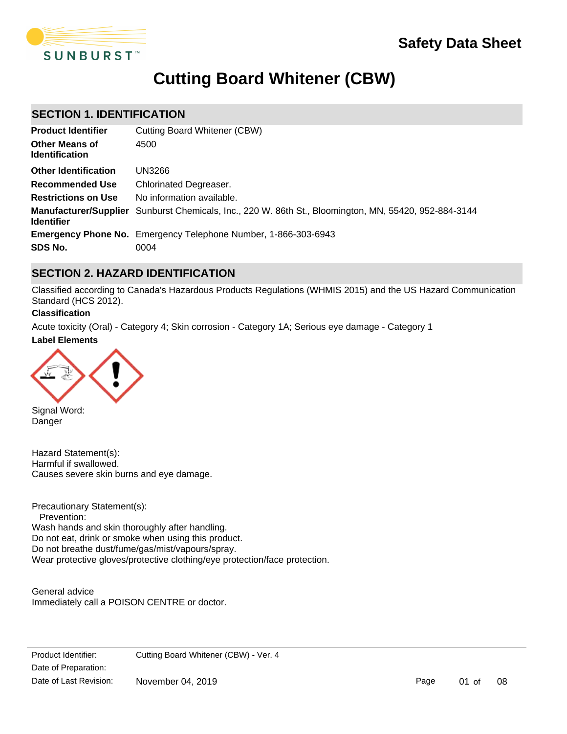# Safety Data Sheet

# Cutting Board Whitener (CBW)

## SECTION 1. IDENTIFICATION

| | |
|---|---|
| **Product Identifier** | Cutting Board Whitener (CBW) |
| **Other Means of Identification** | 4500 |
| **Other Identification** | UN3266 |
| **Recommended Use** | Chlorinated Degreaser. |
| **Restrictions on Use** | No information available. |
| **Manufacturer/Supplier Identifier** | Sunburst Chemicals, Inc., 220 W. 86th St., Bloomington, MN, 55420, 952-884-3144 |
| **Emergency Phone No.** | Emergency Telephone Number, 1-866-303-6943 |
| **SDS No.** | 0004 |

## SECTION 2. HAZARD IDENTIFICATION

Classified according to Canada's Hazardous Products Regulations (WHMIS 2015) and the US Hazard Communication Standard (HCS 2012).

**Classification**

Acute toxicity (Oral) - Category 4; Skin corrosion - Category 1A; Serious eye damage - Category 1

**Label Elements**

Signal Word:
Danger

Hazard Statement(s):
Harmful if swallowed.
Causes severe skin burns and eye damage.

Precautionary Statement(s):
Prevention:
Wash hands and skin thoroughly after handling.
Do not eat, drink or smoke when using this product.
Do not breathe dust/fume/gas/mist/vapours/spray.
Wear protective gloves/protective clothing/eye protection/face protection.

General advice
Immediately call a POISON CENTRE or doctor.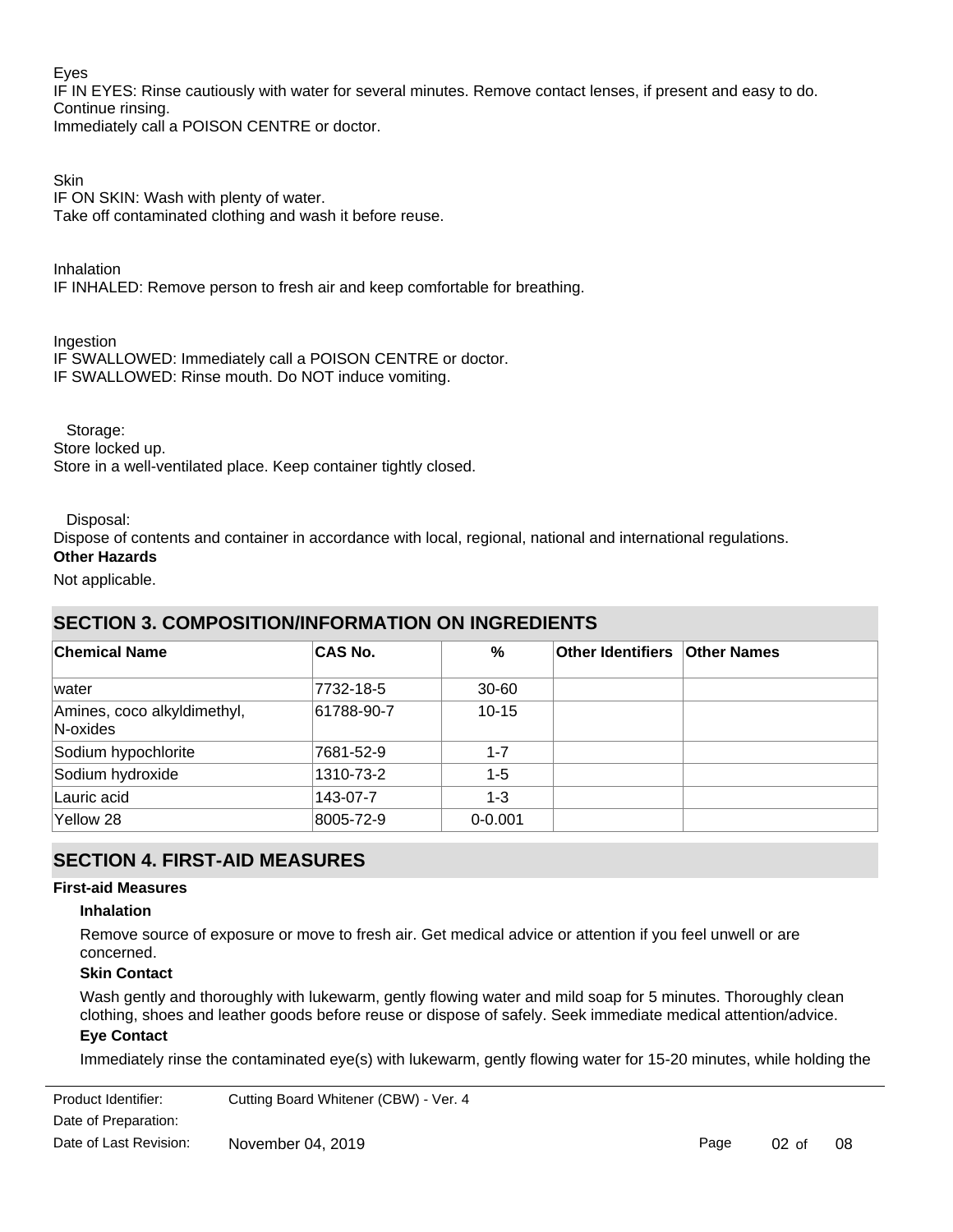Eyes

IF IN EYES: Rinse cautiously with water for several minutes. Remove contact lenses, if present and easy to do. Continue rinsing.

Immediately call a POISON CENTRE or doctor.

Skin

IF ON SKIN: Wash with plenty of water.

Take off contaminated clothing and wash it before reuse.

Inhalation

IF INHALED: Remove person to fresh air and keep comfortable for breathing.

Ingestion

IF SWALLOWED: Immediately call a POISON CENTRE or doctor.

IF SWALLOWED: Rinse mouth. Do NOT induce vomiting.

Storage:

Store locked up.

Store in a well-ventilated place. Keep container tightly closed.

Disposal:

Dispose of contents and container in accordance with local, regional, national and international regulations.

**Other Hazards**

Not applicable.

## SECTION 3. COMPOSITION/INFORMATION ON INGREDIENTS

| Chemical Name | CAS No. | % | Other Identifiers | Other Names |
|---|---|---|---|---|
| water | 7732-18-5 | 30-60 | | |
| Amines, coco alkyldimethyl, N-oxides | 61788-90-7 | 10-15 | | |
| Sodium hypochlorite | 7681-52-9 | 1-7 | | |
| Sodium hydroxide | 1310-73-2 | 1-5 | | |
| Lauric acid | 143-07-7 | 1-3 | | |
| Yellow 28 | 8005-72-9 | 0-0.001 | | |

## SECTION 4. FIRST-AID MEASURES

**First-aid Measures**

**Inhalation**

Remove source of exposure or move to fresh air. Get medical advice or attention if you feel unwell or are concerned.

**Skin Contact**

Wash gently and thoroughly with lukewarm, gently flowing water and mild soap for 5 minutes. Thoroughly clean clothing, shoes and leather goods before reuse or dispose of safely. Seek immediate medical attention/advice.

**Eye Contact**

Immediately rinse the contaminated eye(s) with lukewarm, gently flowing water for 15-20 minutes, while holding the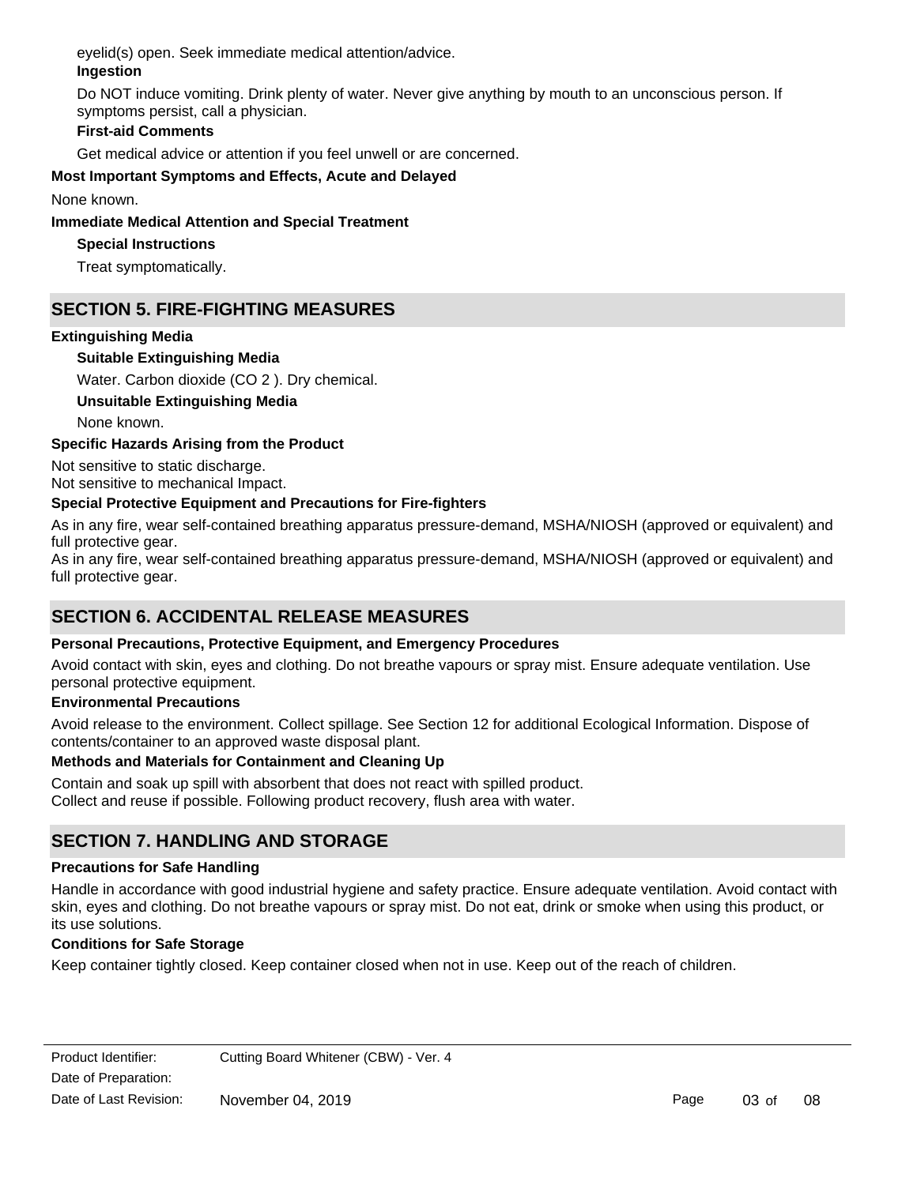eyelid(s) open. Seek immediate medical attention/advice.

**Ingestion**

Do NOT induce vomiting. Drink plenty of water. Never give anything by mouth to an unconscious person. If symptoms persist, call a physician.

**First-aid Comments**

Get medical advice or attention if you feel unwell or are concerned.

**Most Important Symptoms and Effects, Acute and Delayed**

None known.

**Immediate Medical Attention and Special Treatment**

**Special Instructions**

Treat symptomatically.

## SECTION 5. FIRE-FIGHTING MEASURES

**Extinguishing Media**

**Suitable Extinguishing Media**

Water. Carbon dioxide ($CO_2$). Dry chemical.

**Unsuitable Extinguishing Media**

None known.

**Specific Hazards Arising from the Product**

Not sensitive to static discharge.
Not sensitive to mechanical Impact.

**Special Protective Equipment and Precautions for Fire-fighters**

As in any fire, wear self-contained breathing apparatus pressure-demand, MSHA/NIOSH (approved or equivalent) and full protective gear.
As in any fire, wear self-contained breathing apparatus pressure-demand, MSHA/NIOSH (approved or equivalent) and full protective gear.

## SECTION 6. ACCIDENTAL RELEASE MEASURES

**Personal Precautions, Protective Equipment, and Emergency Procedures**

Avoid contact with skin, eyes and clothing. Do not breathe vapours or spray mist. Ensure adequate ventilation. Use personal protective equipment.

**Environmental Precautions**

Avoid release to the environment. Collect spillage. See Section 12 for additional Ecological Information. Dispose of contents/container to an approved waste disposal plant.

**Methods and Materials for Containment and Cleaning Up**

Contain and soak up spill with absorbent that does not react with spilled product.
Collect and reuse if possible. Following product recovery, flush area with water.

## SECTION 7. HANDLING AND STORAGE

**Precautions for Safe Handling**

Handle in accordance with good industrial hygiene and safety practice. Ensure adequate ventilation. Avoid contact with skin, eyes and clothing. Do not breathe vapours or spray mist. Do not eat, drink or smoke when using this product, or its use solutions.

**Conditions for Safe Storage**

Keep container tightly closed. Keep container closed when not in use. Keep out of the reach of children.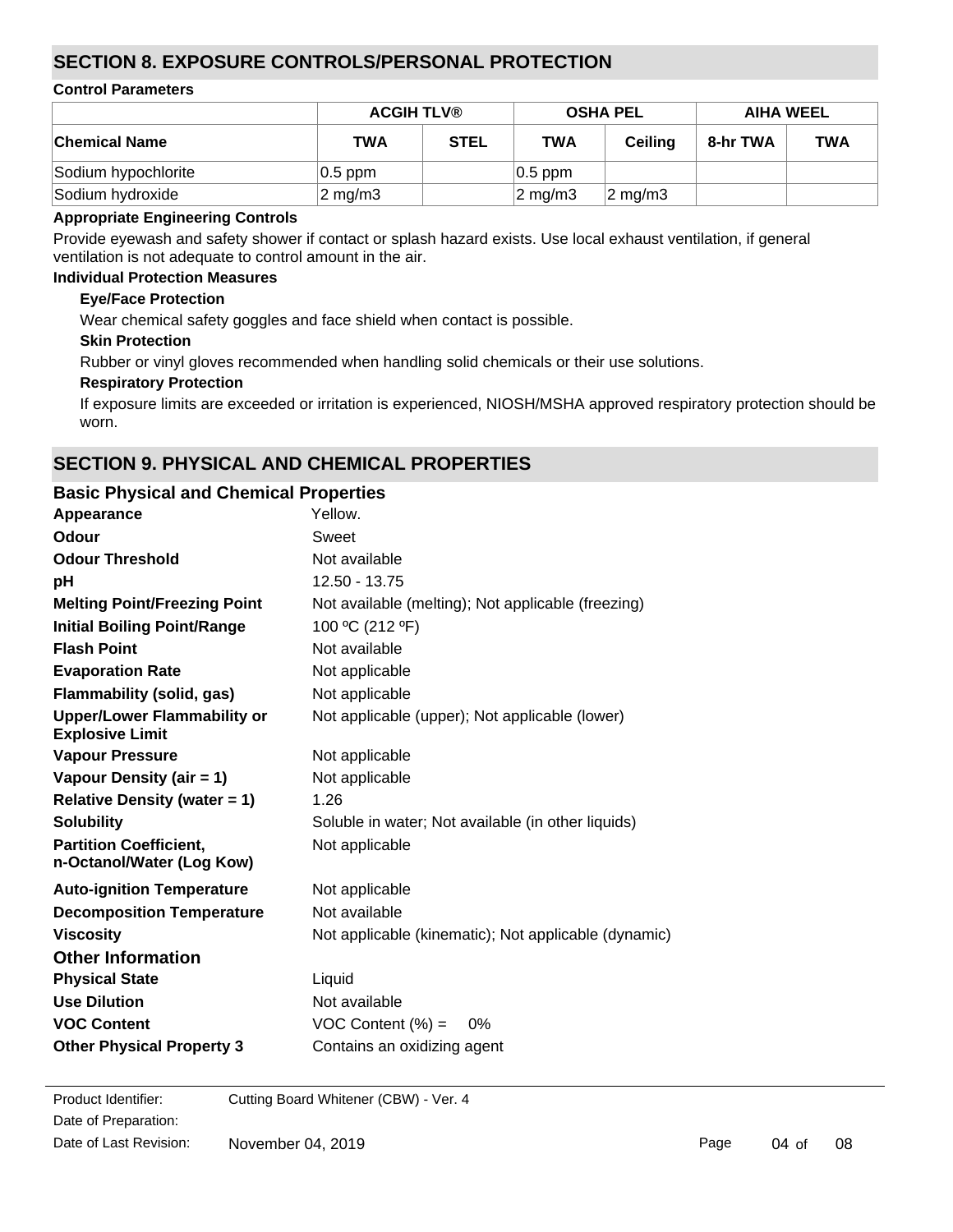## SECTION 8. EXPOSURE CONTROLS/PERSONAL PROTECTION

### Control Parameters

| | ACGIH TLV® | | OSHA PEL | | AIHA WEEL | |
|---|---|---|---|---|---|---|
| **Chemical Name** | **TWA** | **STEL** | **TWA** | **Ceiling** | **8-hr TWA** | **TWA** |
| Sodium hypochlorite | 0.5 ppm | | 0.5 ppm | | | |
| Sodium hydroxide | 2 mg/m3 | | 2 mg/m3 | 2 mg/m3 | | |

### Appropriate Engineering Controls

Provide eyewash and safety shower if contact or splash hazard exists. Use local exhaust ventilation, if general ventilation is not adequate to control amount in the air.

### Individual Protection Measures

**Eye/Face Protection**

Wear chemical safety goggles and face shield when contact is possible.

**Skin Protection**

Rubber or vinyl gloves recommended when handling solid chemicals or their use solutions.

**Respiratory Protection**

If exposure limits are exceeded or irritation is experienced, NIOSH/MSHA approved respiratory protection should be worn.

## SECTION 9. PHYSICAL AND CHEMICAL PROPERTIES

### Basic Physical and Chemical Properties

**Appearance** Yellow.

**Odour** Sweet

**Odour Threshold** Not available

**pH** 12.50 - 13.75

**Melting Point/Freezing Point** Not available (melting); Not applicable (freezing)

**Initial Boiling Point/Range** 100 ºC (212 ºF)

**Flash Point** Not available

**Evaporation Rate** Not applicable

**Flammability (solid, gas)** Not applicable

**Upper/Lower Flammability or Explosive Limit** Not applicable (upper); Not applicable (lower)

**Vapour Pressure** Not applicable

**Vapour Density (air = 1)** Not applicable

**Relative Density (water = 1)** 1.26

**Solubility** Soluble in water; Not available (in other liquids)

**Partition Coefficient, n-Octanol/Water (Log Kow)** Not applicable

**Auto-ignition Temperature** Not applicable

**Decomposition Temperature** Not available

**Viscosity** Not applicable (kinematic); Not applicable (dynamic)

### Other Information

**Physical State** Liquid

**Use Dilution** Not available

**VOC Content** VOC Content (%) = 0%

**Other Physical Property 3** Contains an oxidizing agent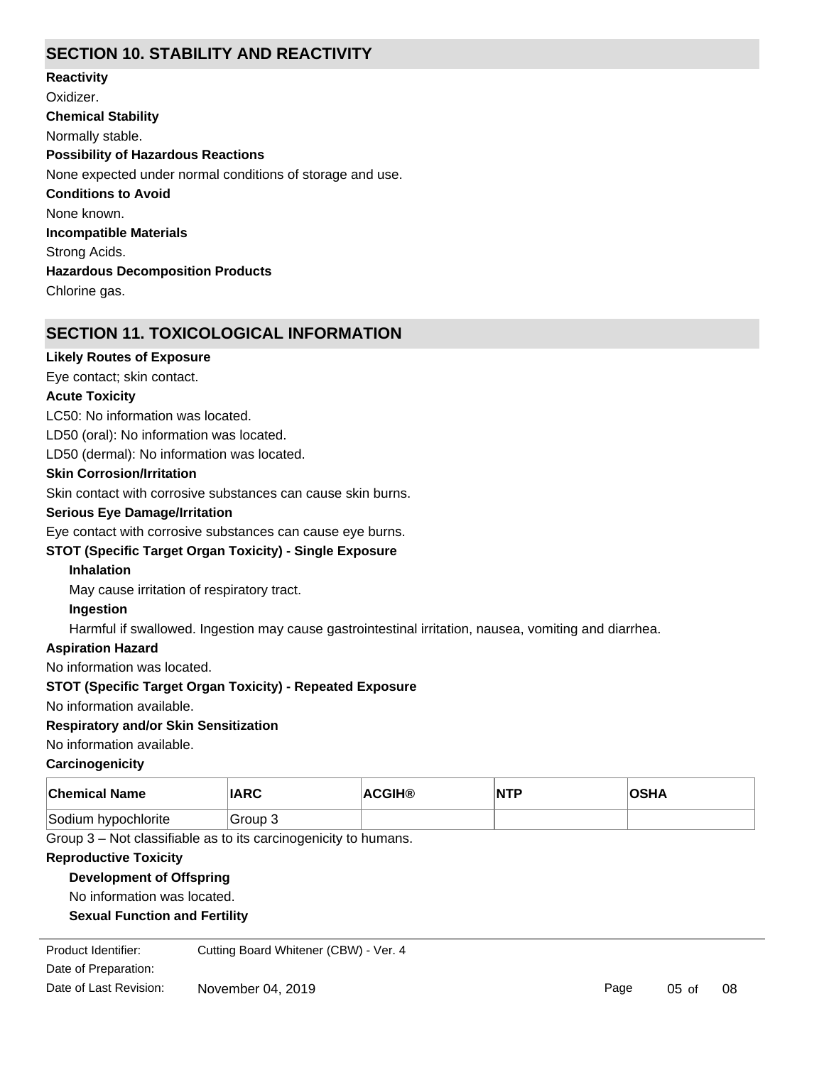## SECTION 10. STABILITY AND REACTIVITY

**Reactivity**

Oxidizer.

**Chemical Stability**

Normally stable.

**Possibility of Hazardous Reactions**

None expected under normal conditions of storage and use.

**Conditions to Avoid**

None known.

**Incompatible Materials**

Strong Acids.

**Hazardous Decomposition Products**

Chlorine gas.

## SECTION 11. TOXICOLOGICAL INFORMATION

**Likely Routes of Exposure**

Eye contact; skin contact.

**Acute Toxicity**

LC50: No information was located.

LD50 (oral): No information was located.

LD50 (dermal): No information was located.

**Skin Corrosion/Irritation**

Skin contact with corrosive substances can cause skin burns.

**Serious Eye Damage/Irritation**

Eye contact with corrosive substances can cause eye burns.

**STOT (Specific Target Organ Toxicity) - Single Exposure**

**Inhalation**

May cause irritation of respiratory tract.

**Ingestion**

Harmful if swallowed. Ingestion may cause gastrointestinal irritation, nausea, vomiting and diarrhea.

**Aspiration Hazard**

No information was located.

**STOT (Specific Target Organ Toxicity) - Repeated Exposure**

No information available.

**Respiratory and/or Skin Sensitization**

No information available.

**Carcinogenicity**

| Chemical Name | IARC | ACGIH® | NTP | OSHA |
|---|---|---|---|---|
| Sodium hypochlorite | Group 3 | | | |

Group 3 – Not classifiable as to its carcinogenicity to humans.

**Reproductive Toxicity**

**Development of Offspring**

No information was located.

**Sexual Function and Fertility**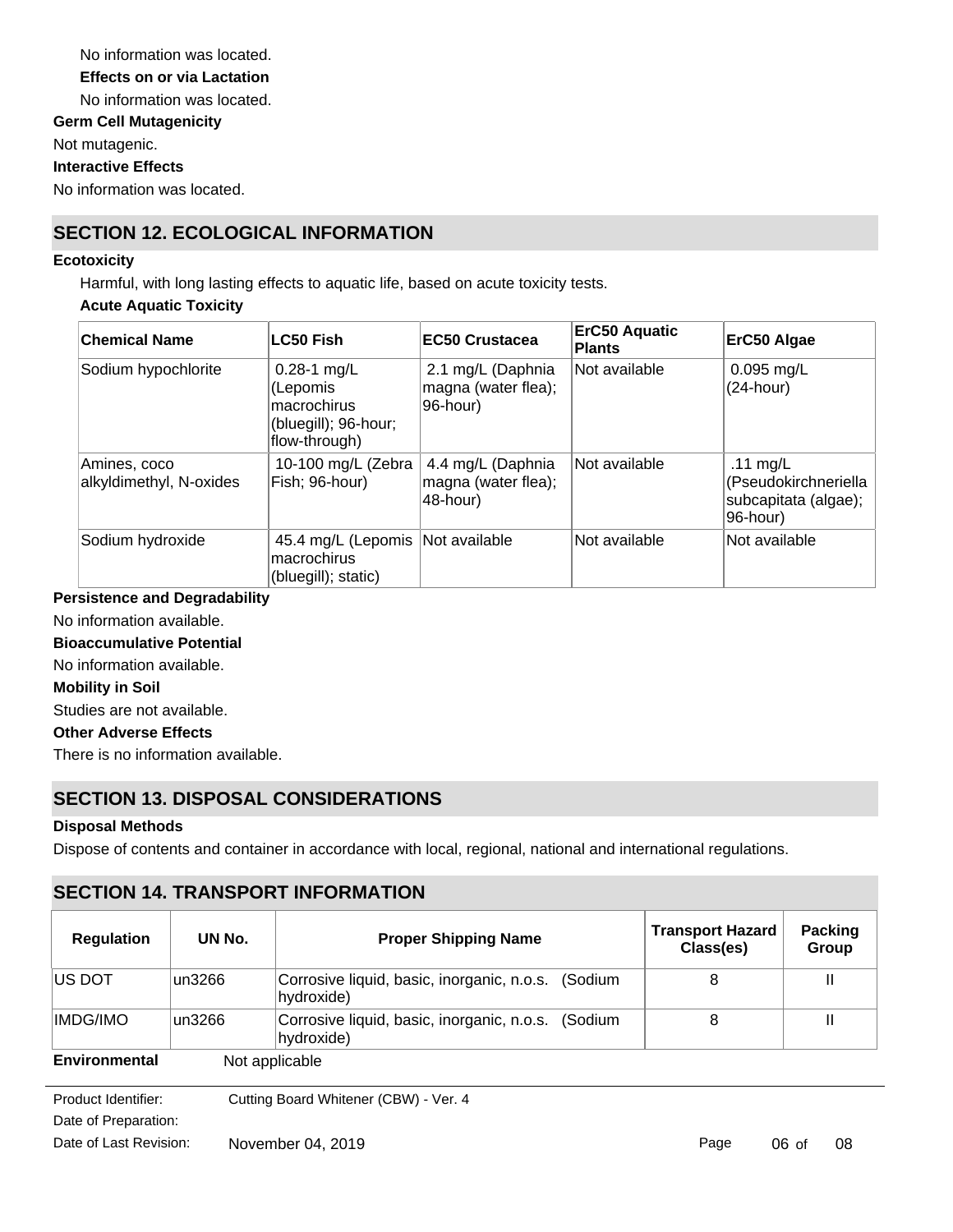No information was located.

**Effects on or via Lactation**

No information was located.

**Germ Cell Mutagenicity**

Not mutagenic.

**Interactive Effects**

No information was located.

## SECTION 12. ECOLOGICAL INFORMATION

**Ecotoxicity**

Harmful, with long lasting effects to aquatic life, based on acute toxicity tests.

**Acute Aquatic Toxicity**

| Chemical Name | LC50 Fish | EC50 Crustacea | ErC50 Aquatic Plants | ErC50 Algae |
|---|---|---|---|---|
| Sodium hypochlorite | 0.28-1 mg/L (Lepomis macrochirus (bluegill); 96-hour; flow-through) | 2.1 mg/L (Daphnia magna (water flea); 96-hour) | Not available | 0.095 mg/L (24-hour) |
| Amines, coco alkyldimethyl, N-oxides | 10-100 mg/L (Zebra Fish; 96-hour) | 4.4 mg/L (Daphnia magna (water flea); 48-hour) | Not available | .11 mg/L (Pseudokirchneriella subcapitata (algae); 96-hour) |
| Sodium hydroxide | 45.4 mg/L (Lepomis macrochirus (bluegill); static) | Not available | Not available | Not available |

**Persistence and Degradability**

No information available.

**Bioaccumulative Potential**

No information available.

**Mobility in Soil**

Studies are not available.

**Other Adverse Effects**

There is no information available.

## SECTION 13. DISPOSAL CONSIDERATIONS

**Disposal Methods**

Dispose of contents and container in accordance with local, regional, national and international regulations.

## SECTION 14. TRANSPORT INFORMATION

| Regulation | UN No. | Proper Shipping Name | Transport Hazard Class(es) | Packing Group |
|---|---|---|---|---|
| US DOT | un3266 | Corrosive liquid, basic, inorganic, n.o.s. (Sodium hydroxide) | 8 | II |
| IMDG/IMO | un3266 | Corrosive liquid, basic, inorganic, n.o.s. (Sodium hydroxide) | 8 | II |

**Environmental** Not applicable

Product Identifier: Cutting Board Whitener (CBW) - Ver. 4

Date of Preparation:

Date of Last Revision: November 04, 2019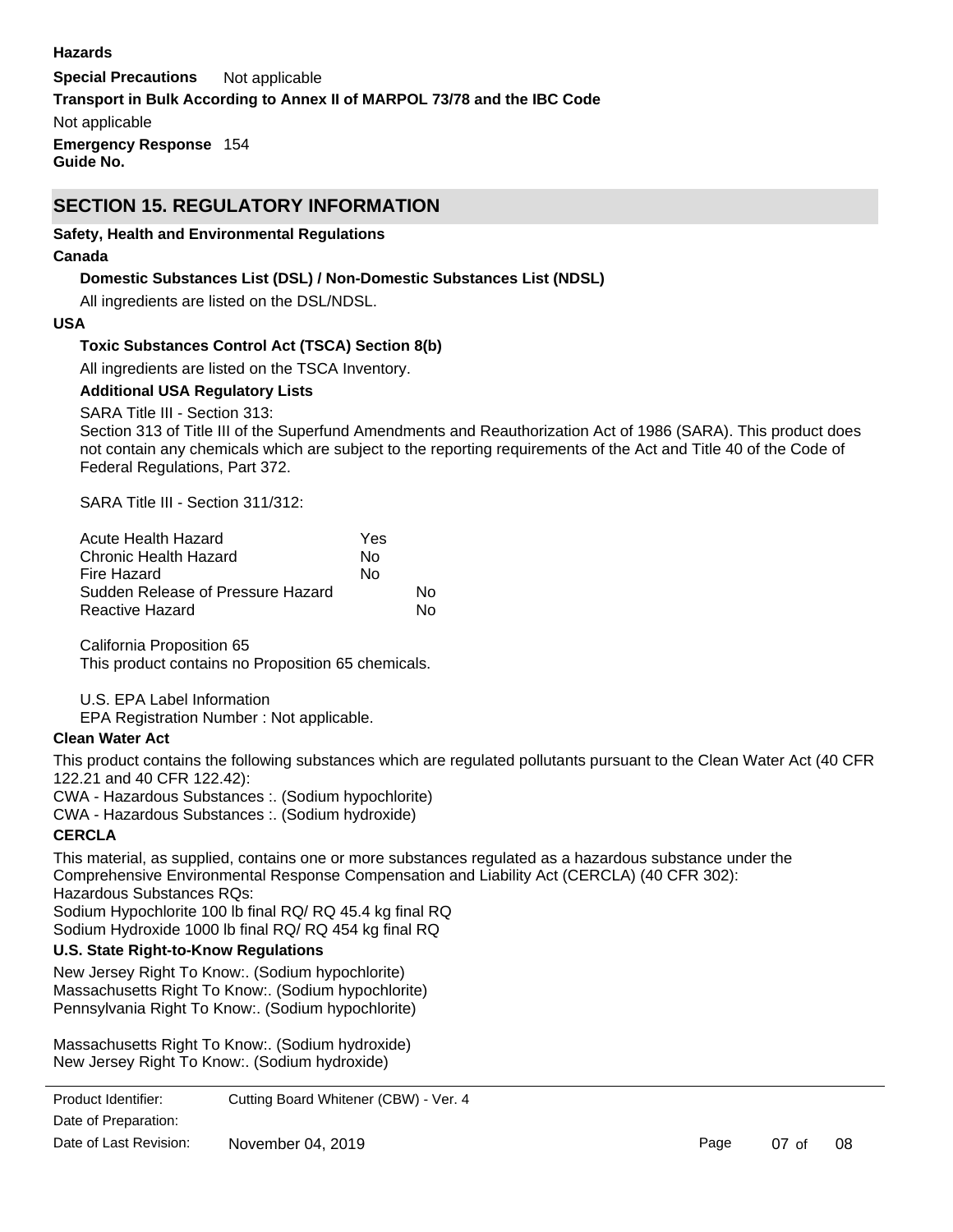**Hazards**

**Special Precautions** Not applicable

**Transport in Bulk According to Annex II of MARPOL 73/78 and the IBC Code**

Not applicable

**Emergency Response Guide No.** 154

## SECTION 15. REGULATORY INFORMATION

**Safety, Health and Environmental Regulations**

**Canada**

**Domestic Substances List (DSL) / Non-Domestic Substances List (NDSL)**

All ingredients are listed on the DSL/NDSL.

**USA**

**Toxic Substances Control Act (TSCA) Section 8(b)**

All ingredients are listed on the TSCA Inventory.

**Additional USA Regulatory Lists**

SARA Title III - Section 313:
Section 313 of Title III of the Superfund Amendments and Reauthorization Act of 1986 (SARA). This product does not contain any chemicals which are subject to the reporting requirements of the Act and Title 40 of the Code of Federal Regulations, Part 372.

SARA Title III - Section 311/312:

| | |
|---|---|
| Acute Health Hazard | Yes |
| Chronic Health Hazard | No |
| Fire Hazard | No |
| Sudden Release of Pressure Hazard | No |
| Reactive Hazard | No |

California Proposition 65
This product contains no Proposition 65 chemicals.

U.S. EPA Label Information
EPA Registration Number : Not applicable.

**Clean Water Act**

This product contains the following substances which are regulated pollutants pursuant to the Clean Water Act (40 CFR 122.21 and 40 CFR 122.42):
CWA - Hazardous Substances :. (Sodium hypochlorite)
CWA - Hazardous Substances :. (Sodium hydroxide)

**CERCLA**

This material, as supplied, contains one or more substances regulated as a hazardous substance under the Comprehensive Environmental Response Compensation and Liability Act (CERCLA) (40 CFR 302):
Hazardous Substances RQs:
Sodium Hypochlorite 100 lb final RQ/ RQ 45.4 kg final RQ
Sodium Hydroxide 1000 lb final RQ/ RQ 454 kg final RQ

**U.S. State Right-to-Know Regulations**

New Jersey Right To Know:. (Sodium hypochlorite)
Massachusetts Right To Know:. (Sodium hypochlorite)
Pennsylvania Right To Know:. (Sodium hypochlorite)

Massachusetts Right To Know:. (Sodium hydroxide)
New Jersey Right To Know:. (Sodium hydroxide)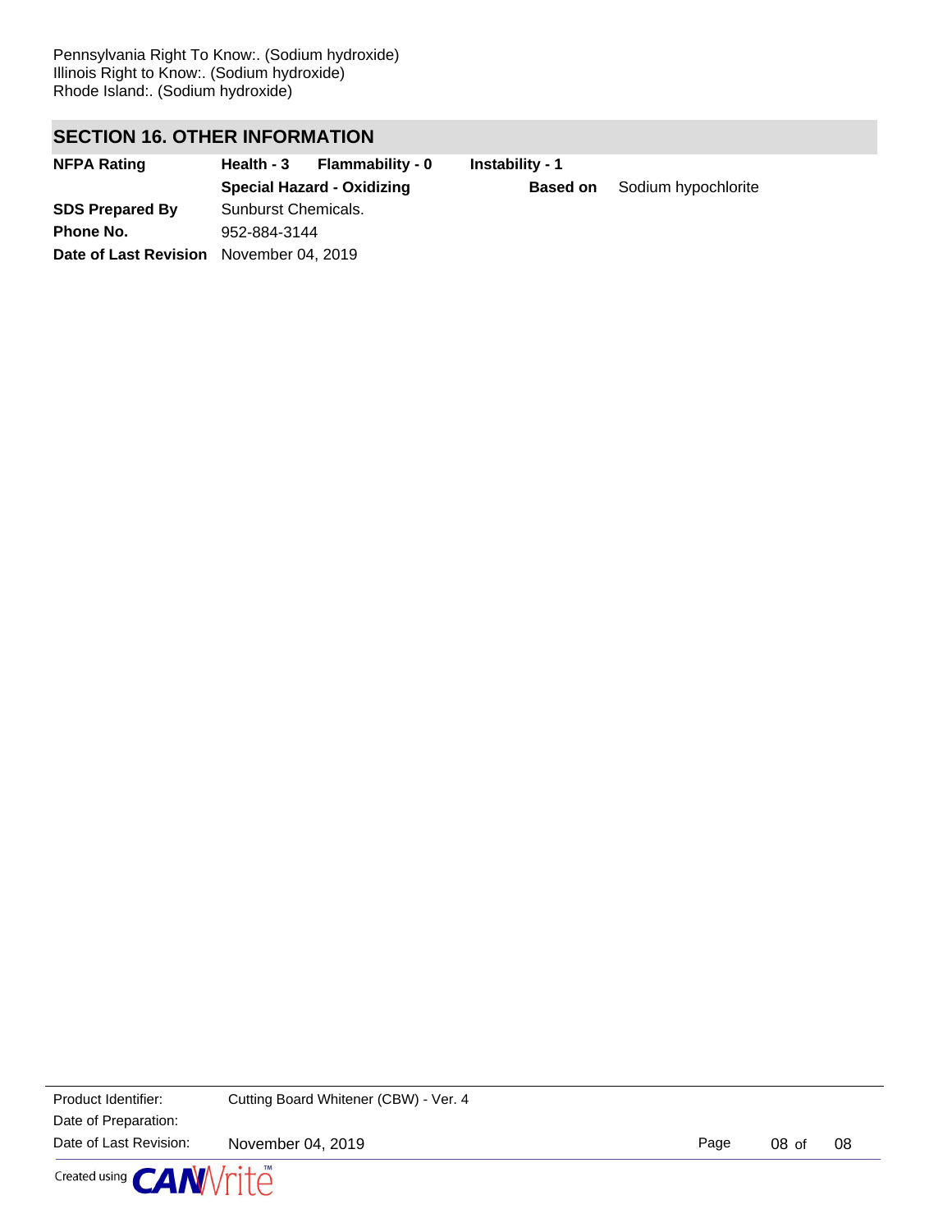Pennsylvania Right To Know:. (Sodium hydroxide)
Illinois Right to Know:. (Sodium hydroxide)
Rhode Island:. (Sodium hydroxide)

## SECTION 16. OTHER INFORMATION

| | | | | | |
|---|---|---|---|---|---|
| **NFPA Rating** | **Health - 3** | **Flammability - 0** | **Instability - 1** | | |
| | **Special Hazard - Oxidizing** | | | **Based on** | Sodium hypochlorite |
| **SDS Prepared By** | Sunburst Chemicals. | | | | |
| **Phone No.** | 952-884-3144 | | | | |
| **Date of Last Revision** | November 04, 2019 | | | | |